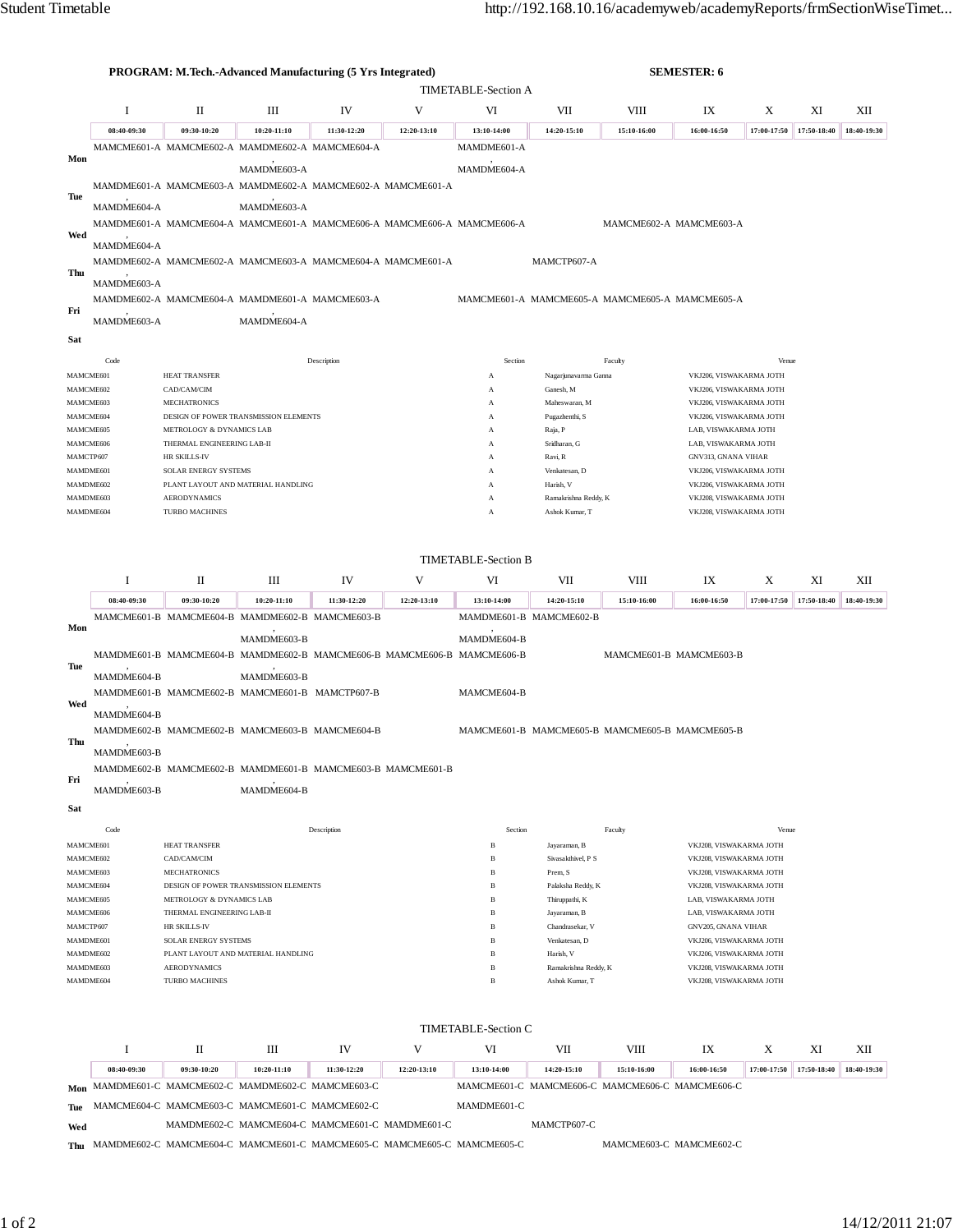**PROGRAM: M.Tech.-Advanced Manufacturing (5 Yrs Integrated)** **SEMESTER: 6**

## TIMETABLE-Section A

| | I | II | III | IV | V | VI | VII | VIII | IX | X | XI | XII |
|---|---|---|---|---|---|---|---|---|---|---|---|---|
| | 08:40-09:30 | 09:30-10:20 | 10:20-11:10 | 11:30-12:20 | 12:20-13:10 | 13:10-14:00 | 14:20-15:10 | 15:10-16:00 | 16:00-16:50 | 17:00-17:50 | 17:50-18:40 | 18:40-19:30 |
| **Mon** | MAMCME601-A | MAMCME602-A | MAMDME602-A , MAMDME603-A | MAMCME604-A | | MAMDME601-A , MAMDME604-A | | | | | | |
| **Tue** | MAMDME601-A , MAMDME604-A | MAMCME603-A | MAMDME602-A , MAMDME603-A | MAMCME602-A | MAMCME601-A | | | | | | | |
| **Wed** | MAMDME601-A , MAMDME604-A | MAMCME604-A | MAMCME601-A | MAMCME606-A | MAMCME606-A | MAMCME606-A | | MAMCME602-A | MAMCME603-A | | | |
| **Thu** | MAMDME602-A , MAMDME603-A | MAMCME602-A | MAMCME603-A | MAMCME604-A | MAMCME601-A | | MAMCTP607-A | | | | | |
| **Fri** | MAMDME602-A , MAMDME603-A | MAMCME604-A | MAMDME601-A , MAMDME604-A | MAMCME603-A | | MAMCME601-A | MAMCME605-A | MAMCME605-A | MAMCME605-A | | | |
| **Sat** | | | | | | | | | | | | |

| Code | Description | Section | Faculty | Venue |
|---|---|---|---|---|
| MAMCME601 | HEAT TRANSFER | A | Nagarjunavarma Ganna | VKJ206, VISWAKARMA JOTH |
| MAMCME602 | CAD/CAM/CIM | A | Ganesh, M | VKJ206, VISWAKARMA JOTH |
| MAMCME603 | MECHATRONICS | A | Maheswaran, M | VKJ206, VISWAKARMA JOTH |
| MAMCME604 | DESIGN OF POWER TRANSMISSION ELEMENTS | A | Pugazhenthi, S | VKJ206, VISWAKARMA JOTH |
| MAMCME605 | METROLOGY & DYNAMICS LAB | A | Raja, P | LAB, VISWAKARMA JOTH |
| MAMCME606 | THERMAL ENGINEERING LAB-II | A | Sridharan, G | LAB, VISWAKARMA JOTH |
| MAMCTP607 | HR SKILLS-IV | A | Ravi, R | GNV313, GNANA VIHAR |
| MAMDME601 | SOLAR ENERGY SYSTEMS | A | Venkatesan, D | VKJ206, VISWAKARMA JOTH |
| MAMDME602 | PLANT LAYOUT AND MATERIAL HANDLING | A | Harish, V | VKJ206, VISWAKARMA JOTH |
| MAMDME603 | AERODYNAMICS | A | Ramakrishna Reddy, K | VKJ208, VISWAKARMA JOTH |
| MAMDME604 | TURBO MACHINES | A | Ashok Kumar, T | VKJ208, VISWAKARMA JOTH |

## TIMETABLE-Section B

| | I | II | III | IV | V | VI | VII | VIII | IX | X | XI | XII |
|---|---|---|---|---|---|---|---|---|---|---|---|---|
| | 08:40-09:30 | 09:30-10:20 | 10:20-11:10 | 11:30-12:20 | 12:20-13:10 | 13:10-14:00 | 14:20-15:10 | 15:10-16:00 | 16:00-16:50 | 17:00-17:50 | 17:50-18:40 | 18:40-19:30 |
| **Mon** | MAMCME601-B | MAMCME604-B | MAMDME602-B , MAMDME603-B | MAMCME603-B | | MAMDME601-B , MAMDME604-B | MAMCME602-B | | | | | |
| **Tue** | MAMDME601-B , MAMDME604-B | MAMCME604-B | MAMDME602-B , MAMDME603-B | MAMCME606-B | MAMCME606-B | MAMCME606-B | | MAMCME601-B | MAMCME603-B | | | |
| **Wed** | MAMDME601-B , MAMDME604-B | MAMCME602-B | MAMCME601-B | MAMCTP607-B | | MAMCME604-B | | | | | | |
| **Thu** | MAMDME602-B , MAMDME603-B | MAMCME602-B | MAMCME603-B | MAMCME604-B | | MAMCME601-B | MAMCME605-B | MAMCME605-B | MAMCME605-B | | | |
| **Fri** | MAMDME602-B , MAMDME603-B | MAMCME602-B | MAMDME601-B , MAMDME604-B | MAMCME603-B | MAMCME601-B | | | | | | | |
| **Sat** | | | | | | | | | | | | |

| Code | Description | Section | Faculty | Venue |
|---|---|---|---|---|
| MAMCME601 | HEAT TRANSFER | B | Jayaraman, B | VKJ208, VISWAKARMA JOTH |
| MAMCME602 | CAD/CAM/CIM | B | Sivasakthivel, P S | VKJ208, VISWAKARMA JOTH |
| MAMCME603 | MECHATRONICS | B | Prem, S | VKJ208, VISWAKARMA JOTH |
| MAMCME604 | DESIGN OF POWER TRANSMISSION ELEMENTS | B | Palaksha Reddy, K | VKJ208, VISWAKARMA JOTH |
| MAMCME605 | METROLOGY & DYNAMICS LAB | B | Thiruppathi, K | LAB, VISWAKARMA JOTH |
| MAMCME606 | THERMAL ENGINEERING LAB-II | B | Jayaraman, B | LAB, VISWAKARMA JOTH |
| MAMCTP607 | HR SKILLS-IV | B | Chandrasekar, V | GNV205, GNANA VIHAR |
| MAMDME601 | SOLAR ENERGY SYSTEMS | B | Venkatesan, D | VKJ206, VISWAKARMA JOTH |
| MAMDME602 | PLANT LAYOUT AND MATERIAL HANDLING | B | Harish, V | VKJ206, VISWAKARMA JOTH |
| MAMDME603 | AERODYNAMICS | B | Ramakrishna Reddy, K | VKJ208, VISWAKARMA JOTH |
| MAMDME604 | TURBO MACHINES | B | Ashok Kumar, T | VKJ208, VISWAKARMA JOTH |

## TIMETABLE-Section C

| | I | II | III | IV | V | VI | VII | VIII | IX | X | XI | XII |
|---|---|---|---|---|---|---|---|---|---|---|---|---|
| | 08:40-09:30 | 09:30-10:20 | 10:20-11:10 | 11:30-12:20 | 12:20-13:10 | 13:10-14:00 | 14:20-15:10 | 15:10-16:00 | 16:00-16:50 | 17:00-17:50 | 17:50-18:40 | 18:40-19:30 |
| **Mon** | MAMCME601-C | MAMCME602-C | MAMDME602-C | MAMCME603-C | | MAMCME601-C | MAMCME606-C | MAMCME606-C | MAMCME606-C | | | |
| **Tue** | MAMCME604-C | MAMCME603-C | MAMCME601-C | MAMCME602-C | | MAMDME601-C | | | | | | |
| **Wed** | | MAMDME602-C | MAMCME604-C | MAMCME601-C | MAMDME601-C | | MAMCTP607-C | | | | | |
| **Thu** | MAMDME602-C | MAMCME604-C | MAMCME601-C | MAMCME605-C | MAMCME605-C | MAMCME605-C | | MAMCME603-C | MAMCME602-C | | | |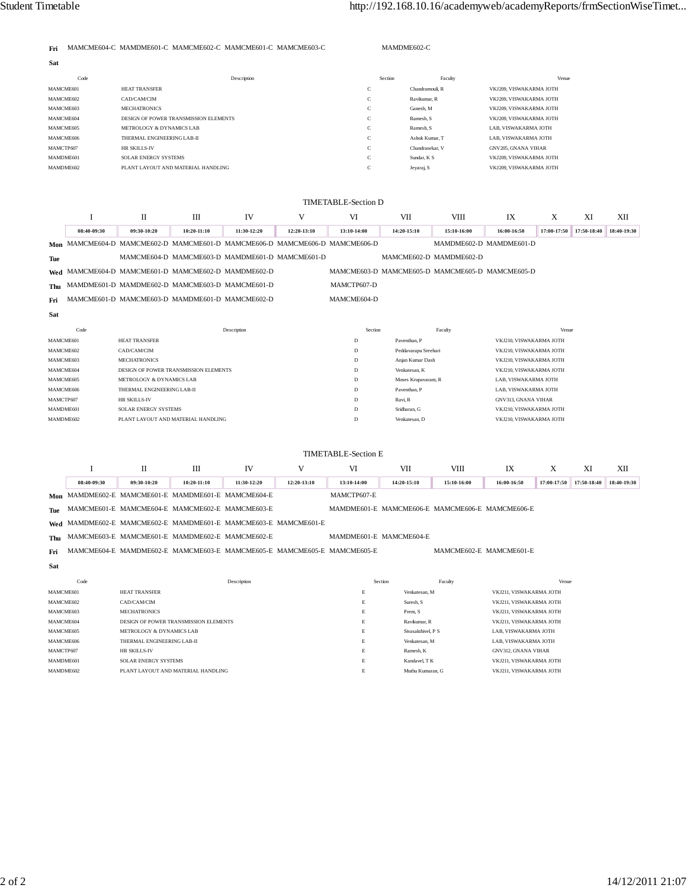| | I | II | III | IV | V | VI | VII | VIII | IX | X | XI | XII |
|---|---|---|---|---|---|---|---|---|---|---|---|---|
| **Fri** | MAMCME604-C | MAMDME601-C | MAMCME602-C | MAMCME601-C | MAMCME603-C | | MAMDME602-C | | | | | |
| **Sat** | | | | | | | | | | | | |

| Code | Description | Section | Faculty | Venue |
|---|---|---|---|---|
| MAMCME601 | HEAT TRANSFER | C | Chandramouli, R | VKJ209, VISWAKARMA JOTH |
| MAMCME602 | CAD/CAM/CIM | C | Ravikumar, R | VKJ209, VISWAKARMA JOTH |
| MAMCME603 | MECHATRONICS | C | Ganesh, M | VKJ209, VISWAKARMA JOTH |
| MAMCME604 | DESIGN OF POWER TRANSMISSION ELEMENTS | C | Ramesh, S | VKJ209, VISWAKARMA JOTH |
| MAMCME605 | METROLOGY & DYNAMICS LAB | C | Ramesh, S | LAB, VISWAKARMA JOTH |
| MAMCME606 | THERMAL ENGINEERING LAB-II | C | Ashok Kumar, T | LAB, VISWAKARMA JOTH |
| MAMCTP607 | HR SKILLS-IV | C | Chandrasekar, V | GNV205, GNANA VIHAR |
| MAMDME601 | SOLAR ENERGY SYSTEMS | C | Sundar, K S | VKJ209, VISWAKARMA JOTH |
| MAMDME602 | PLANT LAYOUT AND MATERIAL HANDLING | C | Jeyaraj, S | VKJ209, VISWAKARMA JOTH |

## TIMETABLE-Section D

| | I | II | III | IV | V | VI | VII | VIII | IX | X | XI | XII |
|---|---|---|---|---|---|---|---|---|---|---|---|---|
| | 08:40-09:30 | 09:30-10:20 | 10:20-11:10 | 11:30-12:20 | 12:20-13:10 | 13:10-14:00 | 14:20-15:10 | 15:10-16:00 | 16:00-16:50 | 17:00-17:50 | 17:50-18:40 | 18:40-19:30 |
| **Mon** | MAMCME604-D | MAMCME602-D | MAMCME601-D | MAMCME606-D | MAMCME606-D | MAMCME606-D | | MAMDME602-D | MAMDME601-D | | | |
| **Tue** | | MAMCME604-D | MAMCME603-D | MAMDME601-D | MAMCME601-D | | MAMCME602-D | MAMDME602-D | | | | |
| **Wed** | MAMCME604-D | MAMCME601-D | MAMCME602-D | MAMDME602-D | | MAMCME603-D | MAMCME605-D | MAMCME605-D | MAMCME605-D | | | |
| **Thu** | MAMDME601-D | MAMDME602-D | MAMCME603-D | MAMCME601-D | | MAMCTP607-D | | | | | | |
| **Fri** | MAMCME601-D | MAMCME603-D | MAMDME601-D | MAMCME602-D | | MAMCME604-D | | | | | | |
| **Sat** | | | | | | | | | | | | |

| Code | Description | Section | Faculty | Venue |
|---|---|---|---|---|
| MAMCME601 | HEAT TRANSFER | D | Paventhan, P | VKJ210, VISWAKARMA JOTH |
| MAMCME602 | CAD/CAM/CIM | D | Peddavarapu Sreehari | VKJ210, VISWAKARMA JOTH |
| MAMCME603 | MECHATRONICS | D | Anjan Kumar Dash | VKJ210, VISWAKARMA JOTH |
| MAMCME604 | DESIGN OF POWER TRANSMISSION ELEMENTS | D | Venkatesan, K | VKJ210, VISWAKARMA JOTH |
| MAMCME605 | METROLOGY & DYNAMICS LAB | D | Moses Krupavaram, R | LAB, VISWAKARMA JOTH |
| MAMCME606 | THERMAL ENGINEERING LAB-II | D | Paventhan, P | LAB, VISWAKARMA JOTH |
| MAMCTP607 | HR SKILLS-IV | D | Ravi, R | GNV313, GNANA VIHAR |
| MAMDME601 | SOLAR ENERGY SYSTEMS | D | Sridharan, G | VKJ210, VISWAKARMA JOTH |
| MAMDME602 | PLANT LAYOUT AND MATERIAL HANDLING | D | Venkatesan, D | VKJ210, VISWAKARMA JOTH |

## TIMETABLE-Section E

| | I | II | III | IV | V | VI | VII | VIII | IX | X | XI | XII |
|---|---|---|---|---|---|---|---|---|---|---|---|---|
| | 08:40-09:30 | 09:30-10:20 | 10:20-11:10 | 11:30-12:20 | 12:20-13:10 | 13:10-14:00 | 14:20-15:10 | 15:10-16:00 | 16:00-16:50 | 17:00-17:50 | 17:50-18:40 | 18:40-19:30 |
| **Mon** | MAMDME602-E | MAMCME601-E | MAMDME601-E | MAMCME604-E | | MAMCTP607-E | | | | | | |
| **Tue** | MAMCME601-E | MAMCME604-E | MAMCME602-E | MAMCME603-E | | MAMDME601-E | MAMCME606-E | MAMCME606-E | MAMCME606-E | | | |
| **Wed** | MAMDME602-E | MAMCME602-E | MAMDME601-E | MAMCME603-E | MAMCME601-E | | | | | | | |
| **Thu** | MAMCME603-E | MAMCME601-E | MAMDME602-E | MAMCME602-E | | MAMDME601-E | MAMCME604-E | | | | | |
| **Fri** | MAMCME604-E | MAMDME602-E | MAMCME603-E | MAMCME605-E | MAMCME605-E | MAMCME605-E | | MAMCME602-E | MAMCME601-E | | | |
| **Sat** | | | | | | | | | | | | |

| Code | Description | Section | Faculty | Venue |
|---|---|---|---|---|
| MAMCME601 | HEAT TRANSFER | E | Venkatesan, M | VKJ211, VISWAKARMA JOTH |
| MAMCME602 | CAD/CAM/CIM | E | Suresh, S | VKJ211, VISWAKARMA JOTH |
| MAMCME603 | MECHATRONICS | E | Prem, S | VKJ211, VISWAKARMA JOTH |
| MAMCME604 | DESIGN OF POWER TRANSMISSION ELEMENTS | E | Ravikumar, R | VKJ211, VISWAKARMA JOTH |
| MAMCME605 | METROLOGY & DYNAMICS LAB | E | Sivasakthivel, P S | LAB, VISWAKARMA JOTH |
| MAMCME606 | THERMAL ENGINEERING LAB-II | E | Venkatesan, M | LAB, VISWAKARMA JOTH |
| MAMCTP607 | HR SKILLS-IV | E | Ramesh, K | GNV312, GNANA VIHAR |
| MAMDME601 | SOLAR ENERGY SYSTEMS | E | Kandavel, T K | VKJ211, VISWAKARMA JOTH |
| MAMDME602 | PLANT LAYOUT AND MATERIAL HANDLING | E | Muthu Kumaran, G | VKJ211, VISWAKARMA JOTH |